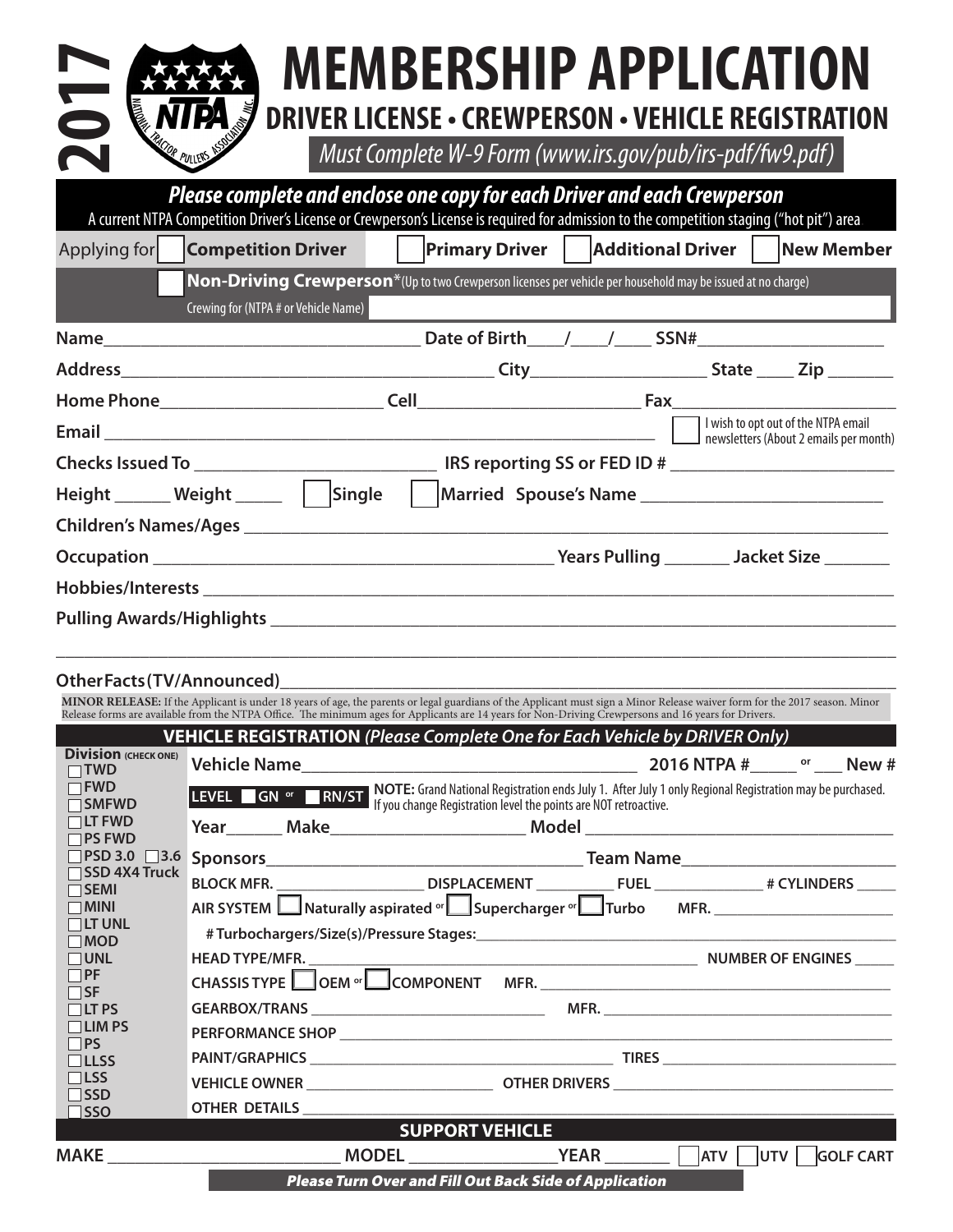# 2017 MEMBERSHIP APPLICATION

## DRIVER LICENSE • CREWPERSON • VEHICLE REGISTRATION

*Must Complete W-9 Form (www.irs.gov/pub/irs-pdf/fw9.pdf)*

***Please complete and enclose one copy for each Driver and each Crewperson***

A current NTPA Competition Driver's License or Crewperson's License is required for admission to the competition staging ("hot pit") area

Applying for ☐ **Competition Driver** ☐ **Primary Driver** ☐ **Additional Driver** ☐ **New Member**

☐ **Non-Driving Crewperson***(Up to two Crewperson licenses per vehicle per household may be issued at no charge)

Crewing for (NTPA # or Vehicle Name) ____________________

**Name**____________________ **Date of Birth**___/___/___ **SSN#**____________________

**Address**____________________ **City**____________________ **State** ____ **Zip** ______

**Home Phone**____________________ **Cell**____________________ **Fax**____________________

**Email** ____________________ ☐ I wish to opt out of the NTPA email newsletters (About 2 emails per month)

**Checks Issued To** ____________________ **IRS reporting SS or FED ID #** ____________________

**Height** ______ **Weight** _____ ☐ **Single** ☐ **Married Spouse's Name** ____________________

**Children's Names/Ages** ____________________

**Occupation** ____________________ **Years Pulling** _______ **Jacket Size** _______

**Hobbies/Interests** ____________________

**Pulling Awards/Highlights** ____________________

____________________

**OtherFacts(TV/Announced)**____________________

**MINOR RELEASE:** If the Applicant is under 18 years of age, the parents or legal guardians of the Applicant must sign a Minor Release waiver form for the 2017 season. Minor Release forms are available from the NTPA Office. The minimum ages for Applicants are 14 years for Non-Driving Crewpersons and 16 years for Drivers.

## VEHICLE REGISTRATION *(Please Complete One for Each Vehicle by DRIVER Only)*

**Division (CHECK ONE)**
- ☐ TWD
- ☐ FWD
- ☐ SMFWD
- ☐ LT FWD
- ☐ PS FWD
- ☐ PSD 3.0 ☐ 3.6
- ☐ SSD 4X4 Truck
- ☐ SEMI
- ☐ MINI
- ☐ LT UNL
- ☐ MOD
- ☐ UNL
- ☐ PF
- ☐ SF
- ☐ LT PS
- ☐ LIM PS
- ☐ PS
- ☐ LLSS
- ☐ LSS
- ☐ SSD
- ☐ SSO

**Vehicle Name**____________________ **2016 NTPA #**_____ or ___ **New #**

**LEVEL** ☐ **GN** or ☐ **RN/ST** **NOTE:** Grand National Registration ends July 1. After July 1 only Regional Registration may be purchased. If you change Registration level the points are NOT retroactive.

**Year**______ **Make**____________________ **Model** ____________________

**Sponsors**____________________ **Team Name**____________________

**BLOCK MFR.** ____________ **DISPLACEMENT** ________ **FUEL** ____________ **# CYLINDERS** _____

**AIR SYSTEM** ☐ **Naturally aspirated** or ☐ **Supercharger** or ☐ **Turbo** **MFR.** ____________________

**# Turbochargers/Size(s)/Pressure Stages:**____________________

**HEAD TYPE/MFR.** ____________________ **NUMBER OF ENGINES** _____

**CHASSIS TYPE** ☐ **OEM** or ☐ **COMPONENT** **MFR.** ____________________

**GEARBOX/TRANS** ____________________ **MFR.** ____________________

**PERFORMANCE SHOP** ____________________

**PAINT/GRAPHICS** ____________________ **TIRES** ____________________

**VEHICLE OWNER** ____________________ **OTHER DRIVERS** ____________________

**OTHER DETAILS** ____________________

## SUPPORT VEHICLE

**MAKE** ____________________ **MODEL** ____________ **YEAR** _______ ☐ **ATV** ☐ **UTV** ☐ **GOLF CART**

***Please Turn Over and Fill Out Back Side of Application***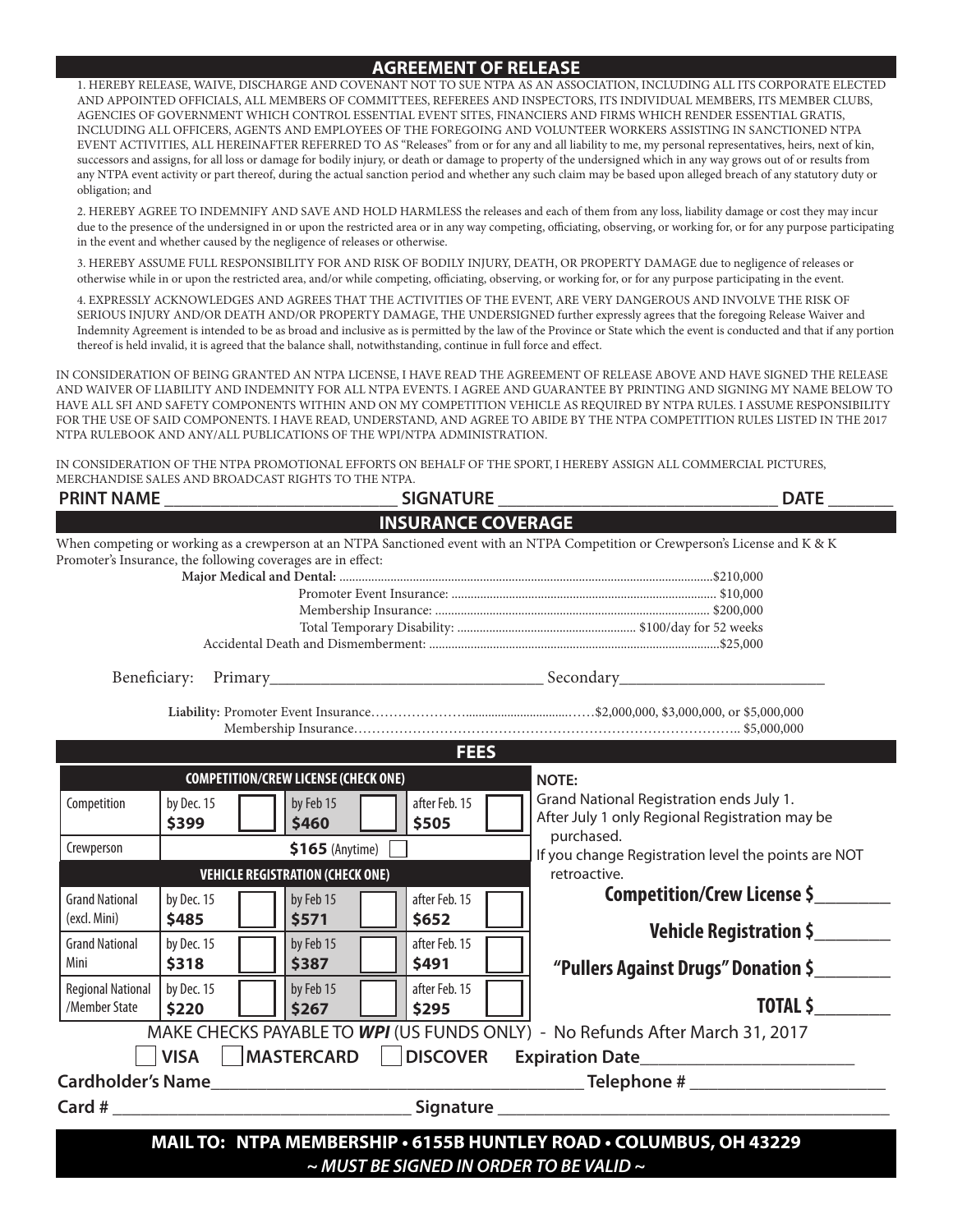## AGREEMENT OF RELEASE

1. HEREBY RELEASE, WAIVE, DISCHARGE AND COVENANT NOT TO SUE NTPA AS AN ASSOCIATION, INCLUDING ALL ITS CORPORATE ELECTED AND APPOINTED OFFICIALS, ALL MEMBERS OF COMMITTEES, REFEREES AND INSPECTORS, ITS INDIVIDUAL MEMBERS, ITS MEMBER CLUBS, AGENCIES OF GOVERNMENT WHICH CONTROL ESSENTIAL EVENT SITES, FINANCIERS AND FIRMS WHICH RENDER ESSENTIAL GRATIS, INCLUDING ALL OFFICERS, AGENTS AND EMPLOYEES OF THE FOREGOING AND VOLUNTEER WORKERS ASSISTING IN SANCTIONED NTPA EVENT ACTIVITIES, ALL HEREINAFTER REFERRED TO AS "Releases" from or for any and all liability to me, my personal representatives, heirs, next of kin, successors and assigns, for all loss or damage for bodily injury, or death or damage to property of the undersigned which in any way grows out of or results from any NTPA event activity or part thereof, during the actual sanction period and whether any such claim may be based upon alleged breach of any statutory duty or obligation; and

2. HEREBY AGREE TO INDEMNIFY AND SAVE AND HOLD HARMLESS the releases and each of them from any loss, liability damage or cost they may incur due to the presence of the undersigned in or upon the restricted area or in any way competing, officiating, observing, or working for, or for any purpose participating in the event and whether caused by the negligence of releases or otherwise.

3. HEREBY ASSUME FULL RESPONSIBILITY FOR AND RISK OF BODILY INJURY, DEATH, OR PROPERTY DAMAGE due to negligence of releases or otherwise while in or upon the restricted area, and/or while competing, officiating, observing, or working for, or for any purpose participating in the event.

4. EXPRESSLY ACKNOWLEDGES AND AGREES THAT THE ACTIVITIES OF THE EVENT, ARE VERY DANGEROUS AND INVOLVE THE RISK OF SERIOUS INJURY AND/OR DEATH AND/OR PROPERTY DAMAGE, THE UNDERSIGNED further expressly agrees that the foregoing Release Waiver and Indemnity Agreement is intended to be as broad and inclusive as is permitted by the law of the Province or State which the event is conducted and that if any portion thereof is held invalid, it is agreed that the balance shall, notwithstanding, continue in full force and effect.

IN CONSIDERATION OF BEING GRANTED AN NTPA LICENSE, I HAVE READ THE AGREEMENT OF RELEASE ABOVE AND HAVE SIGNED THE RELEASE AND WAIVER OF LIABILITY AND INDEMNITY FOR ALL NTPA EVENTS. I AGREE AND GUARANTEE BY PRINTING AND SIGNING MY NAME BELOW TO HAVE ALL SFI AND SAFETY COMPONENTS WITHIN AND ON MY COMPETITION VEHICLE AS REQUIRED BY NTPA RULES. I ASSUME RESPONSIBILITY FOR THE USE OF SAID COMPONENTS. I HAVE READ, UNDERSTAND, AND AGREE TO ABIDE BY THE NTPA COMPETITION RULES LISTED IN THE 2017 NTPA RULEBOOK AND ANY/ALL PUBLICATIONS OF THE WPI/NTPA ADMINISTRATION.

IN CONSIDERATION OF THE NTPA PROMOTIONAL EFFORTS ON BEHALF OF THE SPORT, I HEREBY ASSIGN ALL COMMERCIAL PICTURES, MERCHANDISE SALES AND BROADCAST RIGHTS TO THE NTPA.

**PRINT NAME** ______________________ **SIGNATURE** ______________________ **DATE** _______

## INSURANCE COVERAGE

When competing or working as a crewperson at an NTPA Sanctioned event with an NTPA Competition or Crewperson's License and K & K Promoter's Insurance, the following coverages are in effect:

**Major Medical and Dental:** ........ $210,000
Promoter Event Insurance: ........ $10,000
Membership Insurance: ........ $200,000
Total Temporary Disability: ........ $100/day for 52 weeks
Accidental Death and Dismemberment: ........ $25,000

Beneficiary: Primary______________________ Secondary______________________

**Liability:** Promoter Event Insurance........ $2,000,000, $3,000,000, or $5,000,000
Membership Insurance........ $5,000,000

## FEES

| COMPETITION/CREW LICENSE (CHECK ONE) | | | |
|---|---|---|---|
| Competition | by Dec. 15 **$399** ☐ | by Feb 15 **$460** ☐ | after Feb. 15 **$505** ☐ |
| Crewperson | **$165** (Anytime) ☐ | | |
| **VEHICLE REGISTRATION (CHECK ONE)** | | | |
| Grand National (excl. Mini) | by Dec. 15 **$485** ☐ | by Feb 15 **$571** ☐ | after Feb. 15 **$652** ☐ |
| Grand National Mini | by Dec. 15 **$318** ☐ | by Feb 15 **$387** ☐ | after Feb. 15 **$491** ☐ |
| Regional National /Member State | by Dec. 15 **$220** ☐ | by Feb 15 **$267** ☐ | after Feb. 15 **$295** ☐ |

**NOTE:**
Grand National Registration ends July 1.
After July 1 only Regional Registration may be purchased.
If you change Registration level the points are NOT retroactive.

**Competition/Crew License $**________

**Vehicle Registration $**________

**"Pullers Against Drugs" Donation $**________

**TOTAL $**________

MAKE CHECKS PAYABLE TO ***WPI*** (US FUNDS ONLY) - No Refunds After March 31, 2017

☐ **VISA** ☐ **MASTERCARD** ☐ **DISCOVER** **Expiration Date**______________________

**Cardholder's Name**______________________ **Telephone #** ______________________

**Card #** ______________________ **Signature** ______________________

**MAIL TO: NTPA MEMBERSHIP • 6155B HUNTLEY ROAD • COLUMBUS, OH 43229**

***~ MUST BE SIGNED IN ORDER TO BE VALID ~***